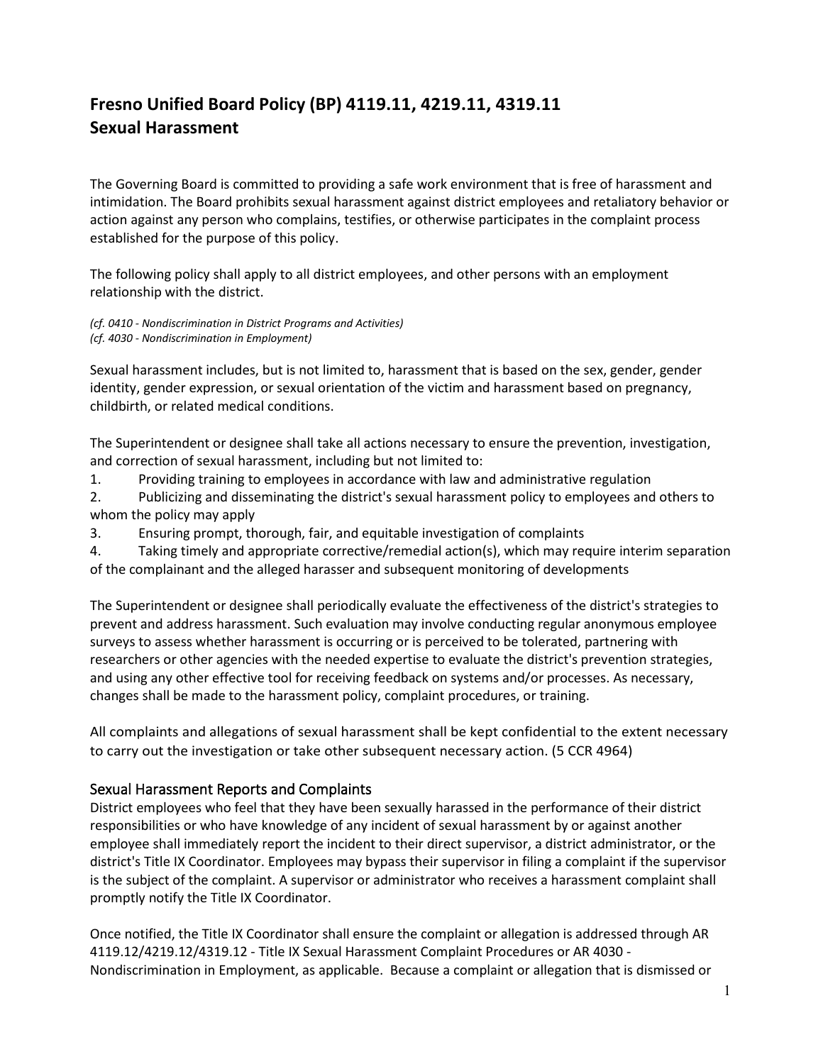# Fresno Unified Board Policy (BP) 4119.11, 4219.11, 4319.11
# Sexual Harassment

The Governing Board is committed to providing a safe work environment that is free of harassment and intimidation. The Board prohibits sexual harassment against district employees and retaliatory behavior or action against any person who complains, testifies, or otherwise participates in the complaint process established for the purpose of this policy.

The following policy shall apply to all district employees, and other persons with an employment relationship with the district.

*(cf. 0410 - Nondiscrimination in District Programs and Activities)*
*(cf. 4030 - Nondiscrimination in Employment)*

Sexual harassment includes, but is not limited to, harassment that is based on the sex, gender, gender identity, gender expression, or sexual orientation of the victim and harassment based on pregnancy, childbirth, or related medical conditions.

The Superintendent or designee shall take all actions necessary to ensure the prevention, investigation, and correction of sexual harassment, including but not limited to:

1. Providing training to employees in accordance with law and administrative regulation
2. Publicizing and disseminating the district's sexual harassment policy to employees and others to whom the policy may apply
3. Ensuring prompt, thorough, fair, and equitable investigation of complaints
4. Taking timely and appropriate corrective/remedial action(s), which may require interim separation of the complainant and the alleged harasser and subsequent monitoring of developments

The Superintendent or designee shall periodically evaluate the effectiveness of the district's strategies to prevent and address harassment. Such evaluation may involve conducting regular anonymous employee surveys to assess whether harassment is occurring or is perceived to be tolerated, partnering with researchers or other agencies with the needed expertise to evaluate the district's prevention strategies, and using any other effective tool for receiving feedback on systems and/or processes. As necessary, changes shall be made to the harassment policy, complaint procedures, or training.

All complaints and allegations of sexual harassment shall be kept confidential to the extent necessary to carry out the investigation or take other subsequent necessary action. (5 CCR 4964)

## Sexual Harassment Reports and Complaints

District employees who feel that they have been sexually harassed in the performance of their district responsibilities or who have knowledge of any incident of sexual harassment by or against another employee shall immediately report the incident to their direct supervisor, a district administrator, or the district's Title IX Coordinator. Employees may bypass their supervisor in filing a complaint if the supervisor is the subject of the complaint. A supervisor or administrator who receives a harassment complaint shall promptly notify the Title IX Coordinator.

Once notified, the Title IX Coordinator shall ensure the complaint or allegation is addressed through AR 4119.12/4219.12/4319.12 - Title IX Sexual Harassment Complaint Procedures or AR 4030 - Nondiscrimination in Employment, as applicable. Because a complaint or allegation that is dismissed or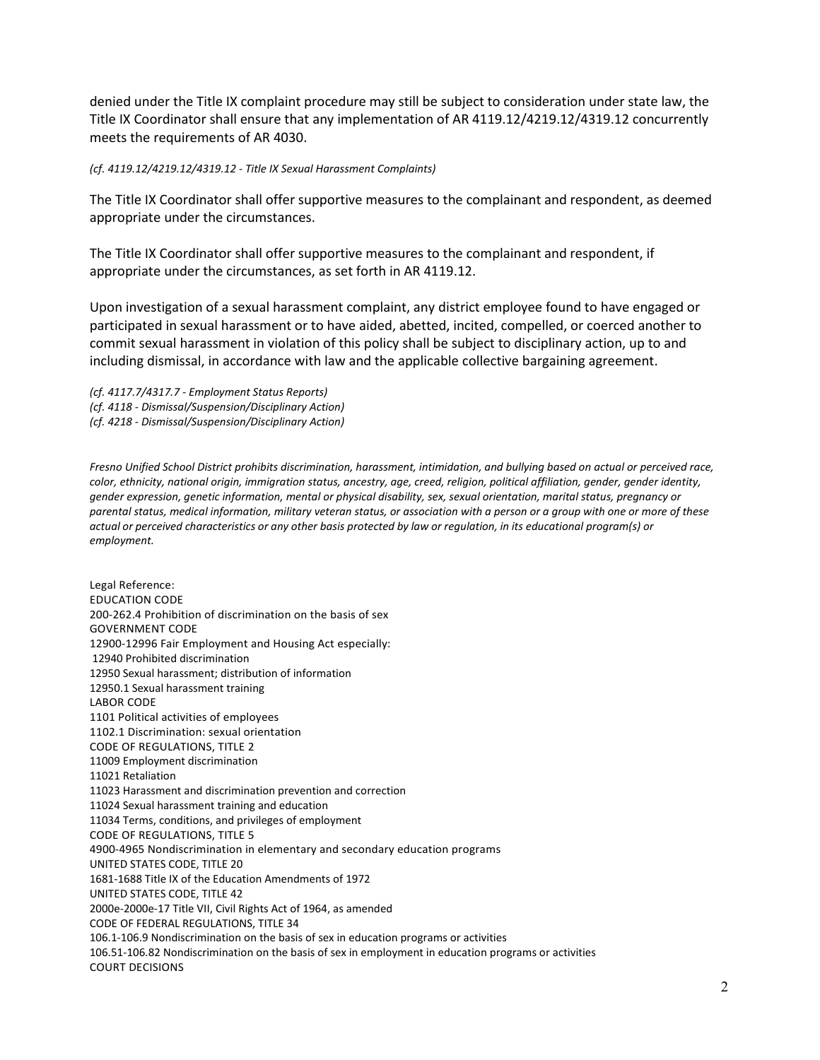denied under the Title IX complaint procedure may still be subject to consideration under state law, the Title IX Coordinator shall ensure that any implementation of AR 4119.12/4219.12/4319.12 concurrently meets the requirements of AR 4030.

*(cf. 4119.12/4219.12/4319.12 - Title IX Sexual Harassment Complaints)*

The Title IX Coordinator shall offer supportive measures to the complainant and respondent, as deemed appropriate under the circumstances.

The Title IX Coordinator shall offer supportive measures to the complainant and respondent, if appropriate under the circumstances, as set forth in AR 4119.12.

Upon investigation of a sexual harassment complaint, any district employee found to have engaged or participated in sexual harassment or to have aided, abetted, incited, compelled, or coerced another to commit sexual harassment in violation of this policy shall be subject to disciplinary action, up to and including dismissal, in accordance with law and the applicable collective bargaining agreement.

*(cf. 4117.7/4317.7 - Employment Status Reports)*
*(cf. 4118 - Dismissal/Suspension/Disciplinary Action)*
*(cf. 4218 - Dismissal/Suspension/Disciplinary Action)*

*Fresno Unified School District prohibits discrimination, harassment, intimidation, and bullying based on actual or perceived race, color, ethnicity, national origin, immigration status, ancestry, age, creed, religion, political affiliation, gender, gender identity, gender expression, genetic information, mental or physical disability, sex, sexual orientation, marital status, pregnancy or parental status, medical information, military veteran status, or association with a person or a group with one or more of these actual or perceived characteristics or any other basis protected by law or regulation, in its educational program(s) or employment.*

Legal Reference:
EDUCATION CODE
200-262.4 Prohibition of discrimination on the basis of sex
GOVERNMENT CODE
12900-12996 Fair Employment and Housing Act especially:
12940 Prohibited discrimination
12950 Sexual harassment; distribution of information
12950.1 Sexual harassment training
LABOR CODE
1101 Political activities of employees
1102.1 Discrimination: sexual orientation
CODE OF REGULATIONS, TITLE 2
11009 Employment discrimination
11021 Retaliation
11023 Harassment and discrimination prevention and correction
11024 Sexual harassment training and education
11034 Terms, conditions, and privileges of employment
CODE OF REGULATIONS, TITLE 5
4900-4965 Nondiscrimination in elementary and secondary education programs
UNITED STATES CODE, TITLE 20
1681-1688 Title IX of the Education Amendments of 1972
UNITED STATES CODE, TITLE 42
2000e-2000e-17 Title VII, Civil Rights Act of 1964, as amended
CODE OF FEDERAL REGULATIONS, TITLE 34
106.1-106.9 Nondiscrimination on the basis of sex in education programs or activities
106.51-106.82 Nondiscrimination on the basis of sex in employment in education programs or activities
COURT DECISIONS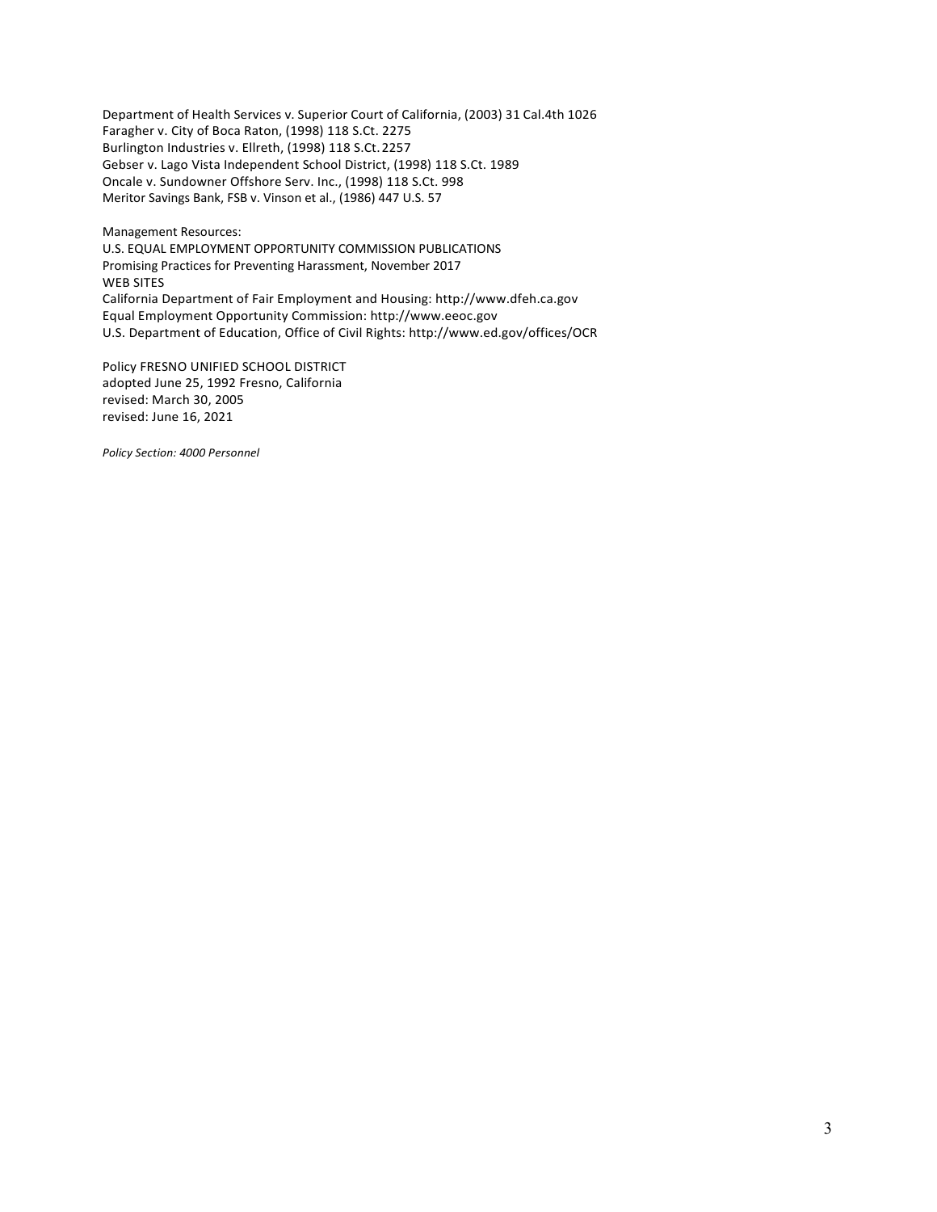Department of Health Services v. Superior Court of California, (2003) 31 Cal.4th 1026
Faragher v. City of Boca Raton, (1998) 118 S.Ct. 2275
Burlington Industries v. Ellreth, (1998) 118 S.Ct. 2257
Gebser v. Lago Vista Independent School District, (1998) 118 S.Ct. 1989
Oncale v. Sundowner Offshore Serv. Inc., (1998) 118 S.Ct. 998
Meritor Savings Bank, FSB v. Vinson et al., (1986) 447 U.S. 57

Management Resources:
U.S. EQUAL EMPLOYMENT OPPORTUNITY COMMISSION PUBLICATIONS
Promising Practices for Preventing Harassment, November 2017
WEB SITES
California Department of Fair Employment and Housing: http://www.dfeh.ca.gov
Equal Employment Opportunity Commission: http://www.eeoc.gov
U.S. Department of Education, Office of Civil Rights: http://www.ed.gov/offices/OCR

Policy FRESNO UNIFIED SCHOOL DISTRICT
adopted June 25, 1992 Fresno, California
revised: March 30, 2005
revised: June 16, 2021

*Policy Section: 4000 Personnel*